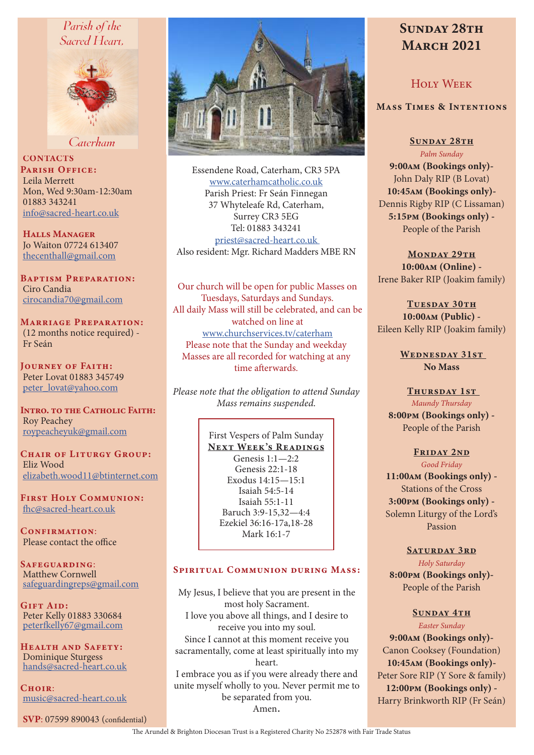# Parish of the Sacred Heart, Caterham

**CONTACTS**

**Parish Office:**
Leila Merrett
Mon, Wed 9:30am-12:30am
01883 343241
info@sacred-heart.co.uk

**Halls Manager**
Jo Waiton 07724 613407
thecenthall@gmail.com

**Baptism Preparation:**
Ciro Candia
cirocandia70@gmail.com

**Marriage Preparation:**
(12 months notice required) - Fr Seán

**Journey of Faith:**
Peter Lovat 01883 345749
peter_lovat@yahoo.com

**Intro. to the Catholic Faith:**
Roy Peachey
roypeacheyuk@gmail.com

**Chair of Liturgy Group:**
Eliz Wood
elizabeth.wood11@btinternet.com

**First Holy Communion:**
fhc@sacred-heart.co.uk

**Confirmation:**
Please contact the office

**Safeguarding:**
Matthew Cornwell
safeguardingreps@gmail.com

**Gift Aid:**
Peter Kelly 01883 330684
peterfkelly67@gmail.com

**Health and Safety:**
Dominique Sturgess
hands@sacred-heart.co.uk

**Choir:**
music@sacred-heart.co.uk

**SVP**: 07599 890043 (confidential)

Essendene Road, Caterham, CR3 5PA
www.caterhamcatholic.co.uk
Parish Priest: Fr Seán Finnegan
37 Whyteleafe Rd, Caterham,
Surrey CR3 5EG
Tel: 01883 343241
priest@sacred-heart.co.uk
Also resident: Mgr. Richard Madders MBE RN

Our church will be open for public Masses on Tuesdays, Saturdays and Sundays.
All daily Mass will still be celebrated, and can be watched on line at www.churchservices.tv/caterham
Please note that the Sunday and weekday Masses are all recorded for watching at any time afterwards.

*Please note that the obligation to attend Sunday Mass remains suspended.*

First Vespers of Palm Sunday

**Next Week's Readings**
Genesis 1:1—2:2
Genesis 22:1-18
Exodus 14:15—15:1
Isaiah 54:5-14
Isaiah 55:1-11
Baruch 3:9-15,32—4:4
Ezekiel 36:16-17a,18-28
Mark 16:1-7

## Spiritual Communion during Mass:

My Jesus, I believe that you are present in the most holy Sacrament.
I love you above all things, and I desire to receive you into my soul.
Since I cannot at this moment receive you sacramentally, come at least spiritually into my heart.
I embrace you as if you were already there and unite myself wholly to you. Never permit me to be separated from you.
Amen.

# Sunday 28th March 2021

## Holy Week

### Mass Times & Intentions

**Sunday 28th**
*Palm Sunday*
**9:00am (Bookings only)**- John Daly RIP (B Lovat)
**10:45am (Bookings only)**- Dennis Rigby RIP (C Lissaman)
**5:15pm (Bookings only)** - People of the Parish

**Monday 29th**
**10:00am (Online)** - Irene Baker RIP (Joakim family)

**Tuesday 30th**
**10:00am (Public)** - Eileen Kelly RIP (Joakim family)

**Wednesday 31st**
**No Mass**

**Thursday 1st**
*Maundy Thursday*
**8:00pm (Bookings only)** - People of the Parish

**Friday 2nd**
*Good Friday*
**11:00am (Bookings only)** - Stations of the Cross
**3:00pm (Bookings only)** - Solemn Liturgy of the Lord's Passion

**Saturday 3rd**
*Holy Saturday*
**8:00pm (Bookings only)**- People of the Parish

**Sunday 4th**
*Easter Sunday*
**9:00am (Bookings only)**- Canon Cooksey (Foundation)
**10:45am (Bookings only)**- Peter Sore RIP (Y Sore & family)
**12:00pm (Bookings only)** - Harry Brinkworth RIP (Fr Seán)

The Arundel & Brighton Diocesan Trust is a Registered Charity No 252878 with Fair Trade Status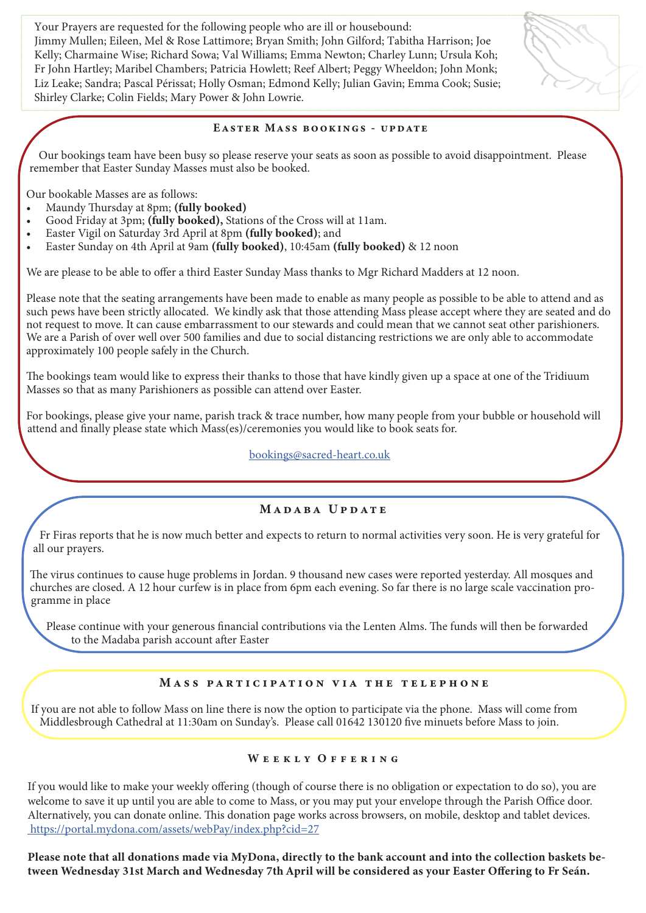Your Prayers are requested for the following people who are ill or housebound:
Jimmy Mullen; Eileen, Mel & Rose Lattimore; Bryan Smith; John Gilford; Tabitha Harrison; Joe Kelly; Charmaine Wise; Richard Sowa; Val Williams; Emma Newton; Charley Lunn; Ursula Koh; Fr John Hartley; Maribel Chambers; Patricia Howlett; Reef Albert; Peggy Wheeldon; John Monk; Liz Leake; Sandra; Pascal Périssat; Holly Osman; Edmond Kelly; Julian Gavin; Emma Cook; Susie; Shirley Clarke; Colin Fields; Mary Power & John Lowrie.

## Easter Mass bookings - update

Our bookings team have been busy so please reserve your seats as soon as possible to avoid disappointment. Please remember that Easter Sunday Masses must also be booked.

Our bookable Masses are as follows:

- Maundy Thursday at 8pm; **(fully booked)**
- Good Friday at 3pm; **(fully booked),** Stations of the Cross will at 11am.
- Easter Vigil on Saturday 3rd April at 8pm **(fully booked)**; and
- Easter Sunday on 4th April at 9am **(fully booked)**, 10:45am **(fully booked)** & 12 noon

We are please to be able to offer a third Easter Sunday Mass thanks to Mgr Richard Madders at 12 noon.

Please note that the seating arrangements have been made to enable as many people as possible to be able to attend and as such pews have been strictly allocated. We kindly ask that those attending Mass please accept where they are seated and do not request to move. It can cause embarrassment to our stewards and could mean that we cannot seat other parishioners. We are a Parish of over well over 500 families and due to social distancing restrictions we are only able to accommodate approximately 100 people safely in the Church.

The bookings team would like to express their thanks to those that have kindly given up a space at one of the Tridiuum Masses so that as many Parishioners as possible can attend over Easter.

For bookings, please give your name, parish track & trace number, how many people from your bubble or household will attend and finally please state which Mass(es)/ceremonies you would like to book seats for.

bookings@sacred-heart.co.uk

## Madaba Update

Fr Firas reports that he is now much better and expects to return to normal activities very soon. He is very grateful for all our prayers.

The virus continues to cause huge problems in Jordan. 9 thousand new cases were reported yesterday. All mosques and churches are closed. A 12 hour curfew is in place from 6pm each evening. So far there is no large scale vaccination programme in place

Please continue with your generous financial contributions via the Lenten Alms. The funds will then be forwarded to the Madaba parish account after Easter

## Mass participation via the telephone

If you are not able to follow Mass on line there is now the option to participate via the phone. Mass will come from Middlesbrough Cathedral at 11:30am on Sunday's. Please call 01642 130120 five minuets before Mass to join.

## Weekly Offering

If you would like to make your weekly offering (though of course there is no obligation or expectation to do so), you are welcome to save it up until you are able to come to Mass, or you may put your envelope through the Parish Office door. Alternatively, you can donate online. This donation page works across browsers, on mobile, desktop and tablet devices.
https://portal.mydona.com/assets/webPay/index.php?cid=27

**Please note that all donations made via MyDona, directly to the bank account and into the collection baskets between Wednesday 31st March and Wednesday 7th April will be considered as your Easter Offering to Fr Seán.**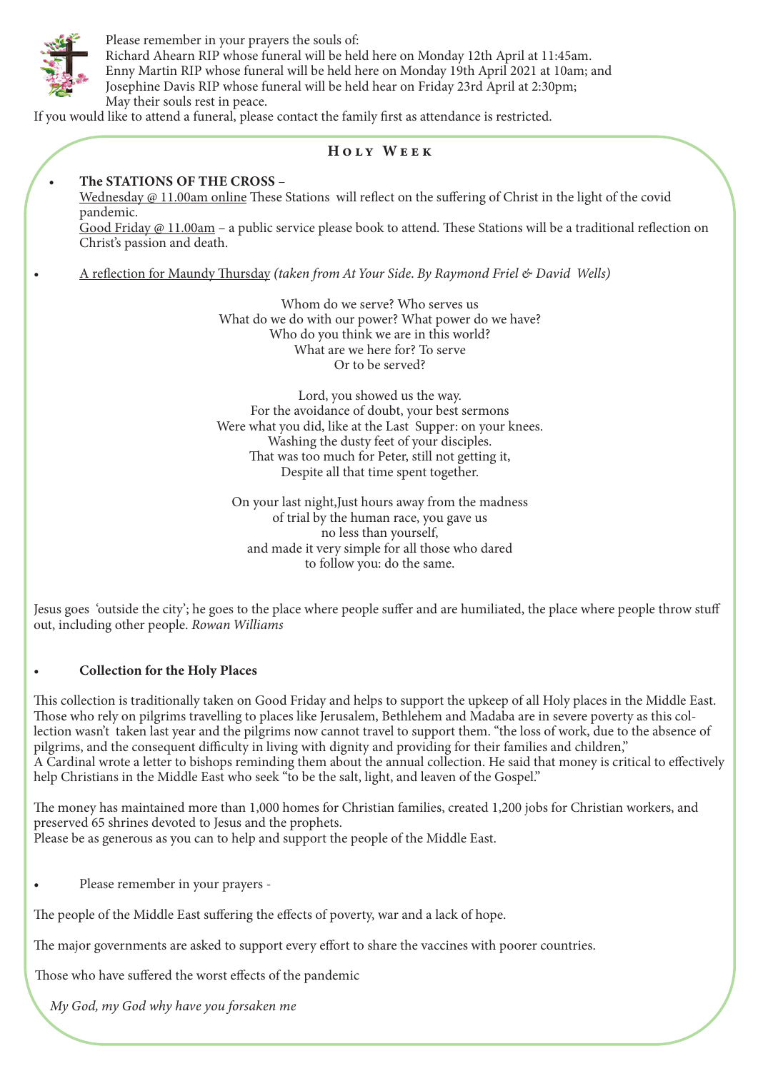Please remember in your prayers the souls of:
Richard Ahearn RIP whose funeral will be held here on Monday 12th April at 11:45am.
Enny Martin RIP whose funeral will be held here on Monday 19th April 2021 at 10am; and
Josephine Davis RIP whose funeral will be held hear on Friday 23rd April at 2:30pm;
May their souls rest in peace.

If you would like to attend a funeral, please contact the family first as attendance is restricted.

## Holy Week

- **The STATIONS OF THE CROSS** –
  Wednesday @ 11.00am online These Stations will reflect on the suffering of Christ in the light of the covid pandemic.
  Good Friday @ 11.00am – a public service please book to attend. These Stations will be a traditional reflection on Christ's passion and death.

- A reflection for Maundy Thursday *(taken from At Your Side. By Raymond Friel & David Wells)*

Whom do we serve? Who serves us
What do we do with our power? What power do we have?
Who do you think we are in this world?
What are we here for? To serve
Or to be served?

Lord, you showed us the way.
For the avoidance of doubt, your best sermons
Were what you did, like at the Last Supper: on your knees.
Washing the dusty feet of your disciples.
That was too much for Peter, still not getting it,
Despite all that time spent together.

On your last night,Just hours away from the madness
of trial by the human race, you gave us
no less than yourself,
and made it very simple for all those who dared
to follow you: do the same.

Jesus goes 'outside the city'; he goes to the place where people suffer and are humiliated, the place where people throw stuff out, including other people. *Rowan Williams*

- **Collection for the Holy Places**

This collection is traditionally taken on Good Friday and helps to support the upkeep of all Holy places in the Middle East. Those who rely on pilgrims travelling to places like Jerusalem, Bethlehem and Madaba are in severe poverty as this collection wasn't taken last year and the pilgrims now cannot travel to support them. "the loss of work, due to the absence of pilgrims, and the consequent difficulty in living with dignity and providing for their families and children,"
A Cardinal wrote a letter to bishops reminding them about the annual collection. He said that money is critical to effectively help Christians in the Middle East who seek "to be the salt, light, and leaven of the Gospel."

The money has maintained more than 1,000 homes for Christian families, created 1,200 jobs for Christian workers, and preserved 65 shrines devoted to Jesus and the prophets.
Please be as generous as you can to help and support the people of the Middle East.

- Please remember in your prayers -

The people of the Middle East suffering the effects of poverty, war and a lack of hope.

The major governments are asked to support every effort to share the vaccines with poorer countries.

Those who have suffered the worst effects of the pandemic

*My God, my God why have you forsaken me*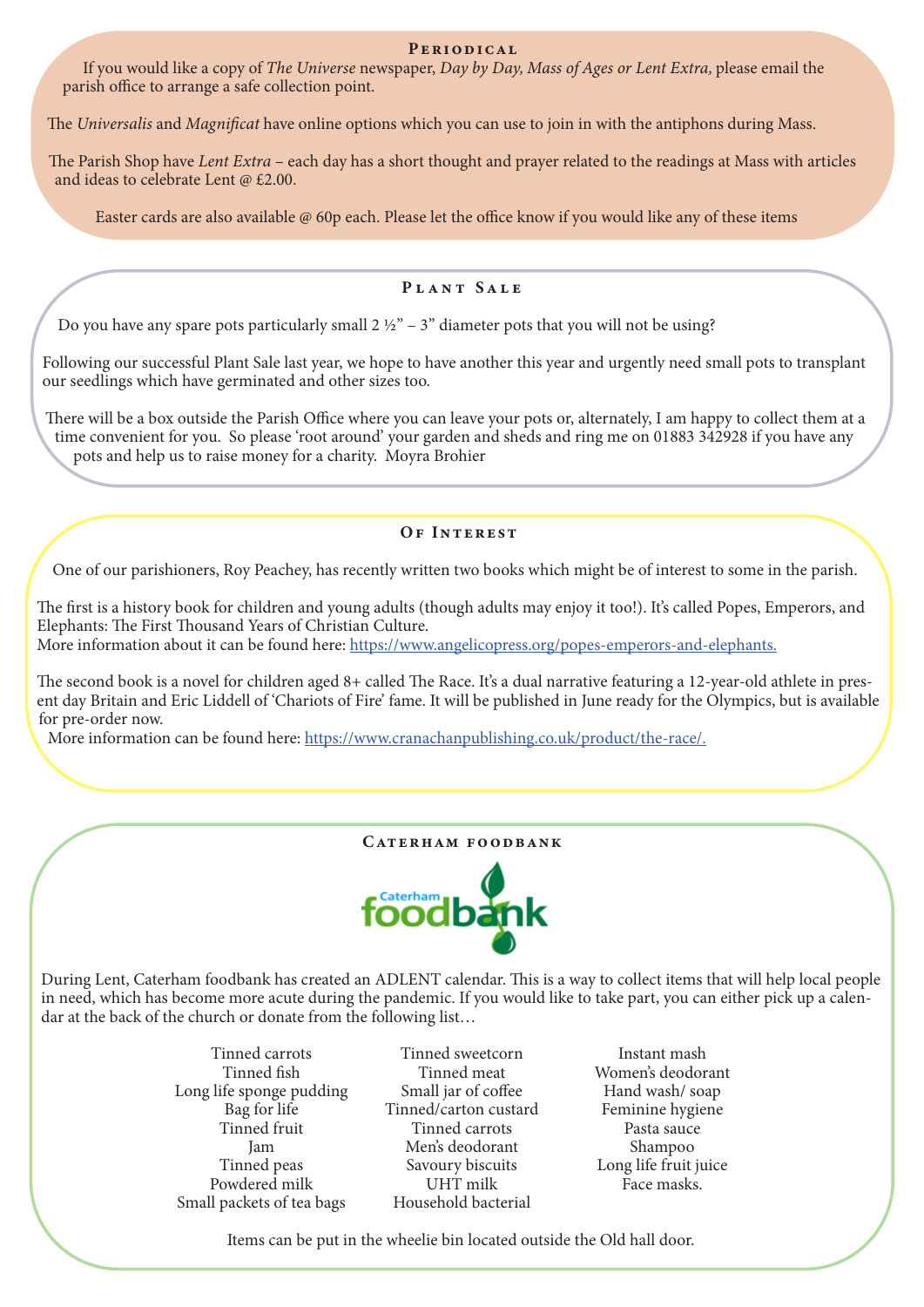## Periodical

If you would like a copy of *The Universe* newspaper, *Day by Day, Mass of Ages or Lent Extra,* please email the parish office to arrange a safe collection point.

The *Universalis* and *Magnificat* have online options which you can use to join in with the antiphons during Mass.

The Parish Shop have *Lent Extra* – each day has a short thought and prayer related to the readings at Mass with articles and ideas to celebrate Lent @ £2.00.

Easter cards are also available @ 60p each. Please let the office know if you would like any of these items

## Plant Sale

Do you have any spare pots particularly small 2 ½" – 3" diameter pots that you will not be using?

Following our successful Plant Sale last year, we hope to have another this year and urgently need small pots to transplant our seedlings which have germinated and other sizes too.

There will be a box outside the Parish Office where you can leave your pots or, alternately, I am happy to collect them at a time convenient for you. So please 'root around' your garden and sheds and ring me on 01883 342928 if you have any pots and help us to raise money for a charity. Moyra Brohier

## Of Interest

One of our parishioners, Roy Peachey, has recently written two books which might be of interest to some in the parish.

The first is a history book for children and young adults (though adults may enjoy it too!). It's called Popes, Emperors, and Elephants: The First Thousand Years of Christian Culture.
More information about it can be found here: https://www.angelicopress.org/popes-emperors-and-elephants.

The second book is a novel for children aged 8+ called The Race. It's a dual narrative featuring a 12-year-old athlete in present day Britain and Eric Liddell of 'Chariots of Fire' fame. It will be published in June ready for the Olympics, but is available for pre-order now.
More information can be found here: https://www.cranachanpublishing.co.uk/product/the-race/.

## Caterham foodbank

Caterham foodbank

During Lent, Caterham foodbank has created an ADLENT calendar. This is a way to collect items that will help local people in need, which has become more acute during the pandemic. If you would like to take part, you can either pick up a calendar at the back of the church or donate from the following list…

- Tinned carrots
- Tinned fish
- Long life sponge pudding
- Bag for life
- Tinned fruit
- Jam
- Tinned peas
- Powdered milk
- Small packets of tea bags
- Tinned sweetcorn
- Tinned meat
- Small jar of coffee
- Tinned/carton custard
- Tinned carrots
- Men's deodorant
- Savoury biscuits
- UHT milk
- Household bacterial
- Instant mash
- Women's deodorant
- Hand wash/ soap
- Feminine hygiene
- Pasta sauce
- Shampoo
- Long life fruit juice
- Face masks.

Items can be put in the wheelie bin located outside the Old hall door.